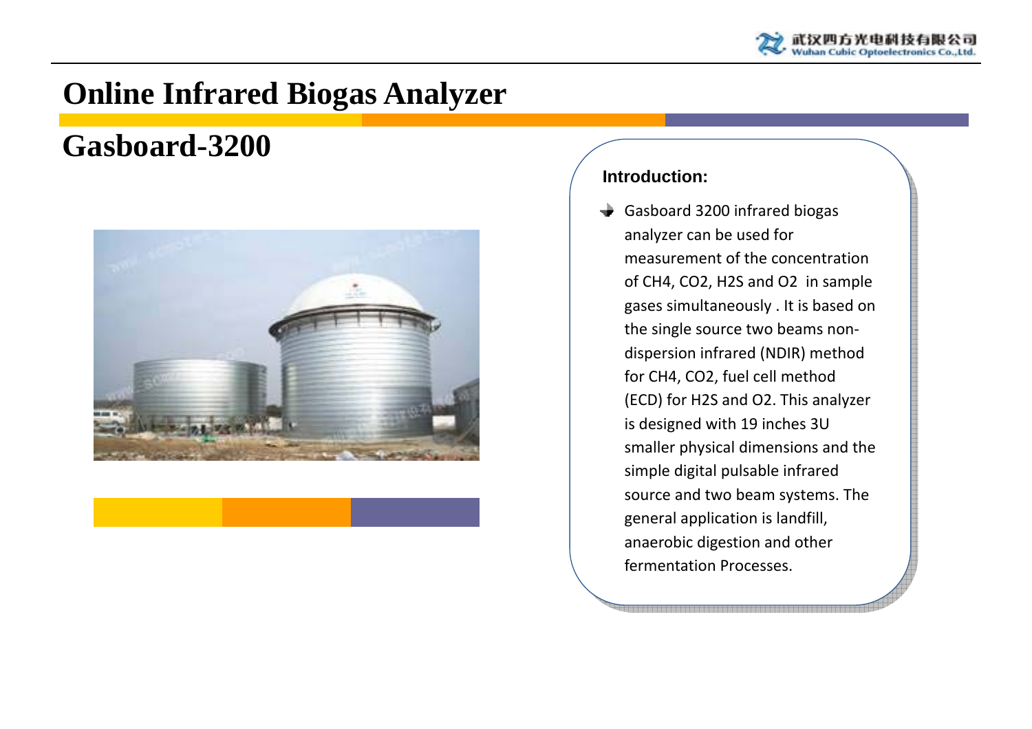# Online Infrared Biogas Analyzer

## Gasboard-3200

**Introduction:**

- Gasboard 3200 infrared biogas analyzer can be used for measurement of the concentration of $CH_4$, $CO_2$, $H_2S$ and $O_2$ in sample gases simultaneously . It is based on the single source two beams non-dispersion infrared (NDIR) method for $CH_4$, $CO_2$, fuel cell method (ECD) for $H_2S$ and $O_2$. This analyzer is designed with 19 inches 3U smaller physical dimensions and the simple digital pulsable infrared source and two beam systems. The general application is landfill, anaerobic digestion and other fermentation Processes.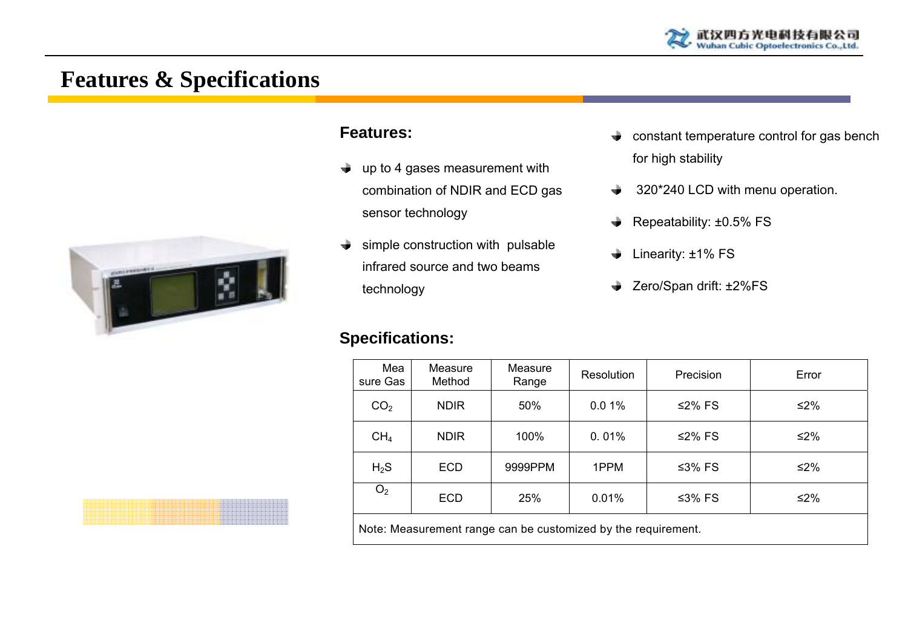# Features & Specifications

## Features:

- up to 4 gases measurement with combination of NDIR and ECD gas sensor technology
- simple construction with pulsable infrared source and two beams technology
- constant temperature control for gas bench for high stability
- 320*240 LCD with menu operation.
- Repeatability: ±0.5% FS
- Linearity: ±1% FS
- Zero/Span drift: ±2%FS

## Specifications:

| Measure Gas | Measure Method | Measure Range | Resolution | Precision | Error |
|---|---|---|---|---|---|
| $CO_2$ | NDIR | 50% | 0.0 1% | ≤2% FS | ≤2% |
| $CH_4$ | NDIR | 100% | 0. 01% | ≤2% FS | ≤2% |
| $H_2S$ | ECD | 9999PPM | 1PPM | ≤3% FS | ≤2% |
| $O_2$ | ECD | 25% | 0.01% | ≤3% FS | ≤2% |
| Note: Measurement range can be customized by the requirement. | | | | | |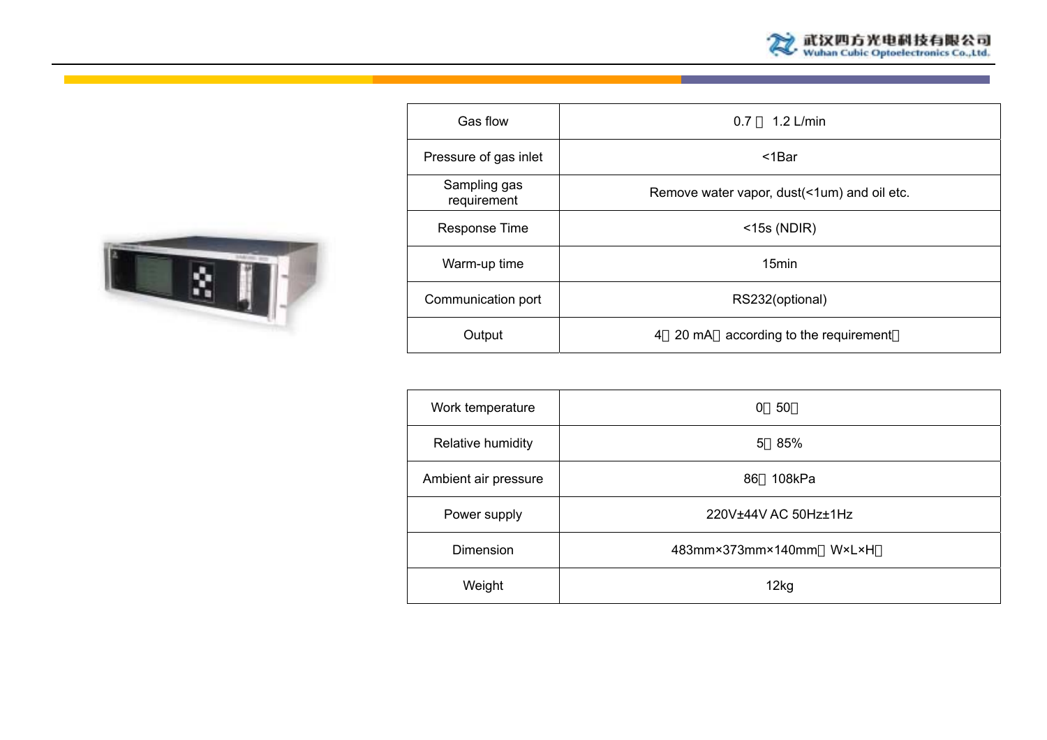| Gas flow | 0.7 ～ 1.2 L/min |
| --- | --- |
| Pressure of gas inlet | <1Bar |
| Sampling gas requirement | Remove water vapor, dust(<1um) and oil etc. |
| Response Time | <15s (NDIR) |
| Warm-up time | 15min |
| Communication port | RS232(optional) |
| Output | 4～20 mA（according to the requirement） |

| Work temperature | 0～50℃ |
| --- | --- |
| Relative humidity | 5～85% |
| Ambient air pressure | 86～108kPa |
| Power supply | 220V±44V AC 50Hz±1Hz |
| Dimension | 483mm×373mm×140mm（W×L×H） |
| Weight | 12kg |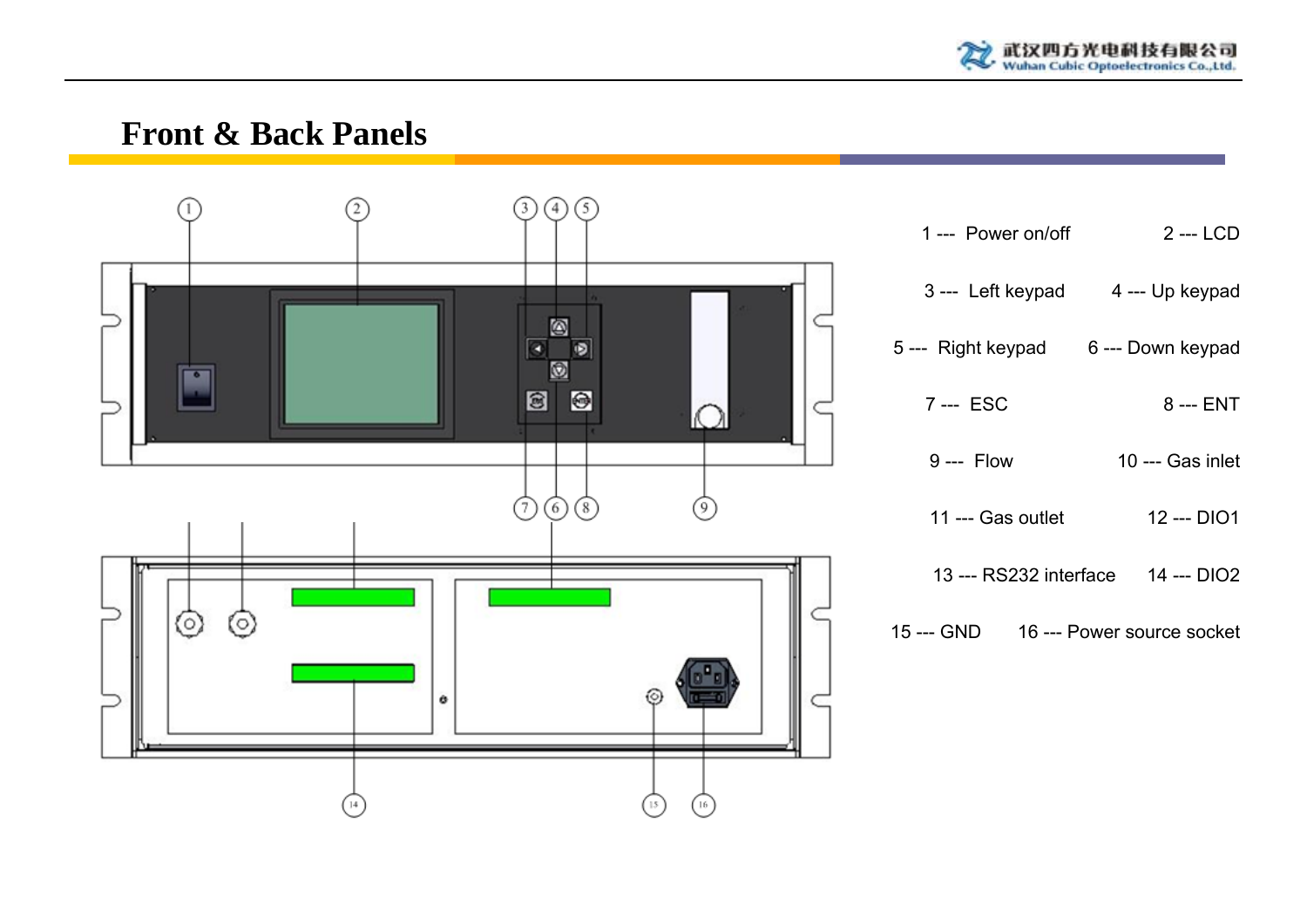## Front & Back Panels

1 --- Power on/off

2 --- LCD

3 --- Left keypad

4 --- Up keypad

5 --- Right keypad

6 --- Down keypad

7 --- ESC

8 --- ENT

9 --- Flow

10 --- Gas inlet

11 --- Gas outlet

12 --- DIO1

13 --- RS232 interface

14 --- DIO2

15 --- GND

16 --- Power source socket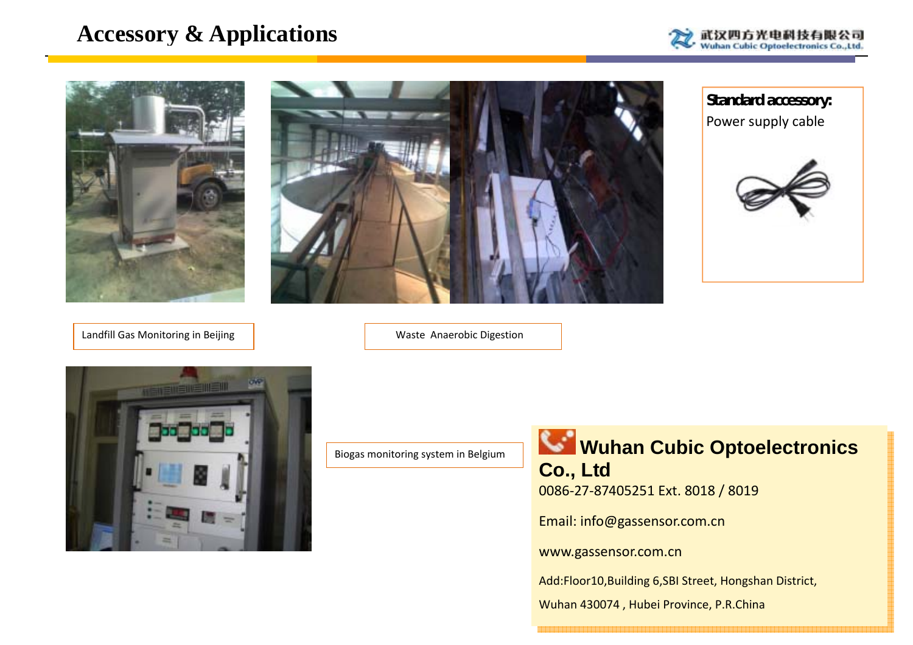# Accessory & Applications

**Standard accessory:**

Power supply cable

Landfill Gas Monitoring in Beijing

Waste Anaerobic Digestion

Biogas monitoring system in Belgium

**Wuhan Cubic Optoelectronics Co., Ltd**

0086-27-87405251 Ext. 8018 / 8019

Email: info@gassensor.com.cn

www.gassensor.com.cn

Add:Floor10,Building 6,SBI Street, Hongshan District,

Wuhan 430074 , Hubei Province, P.R.China